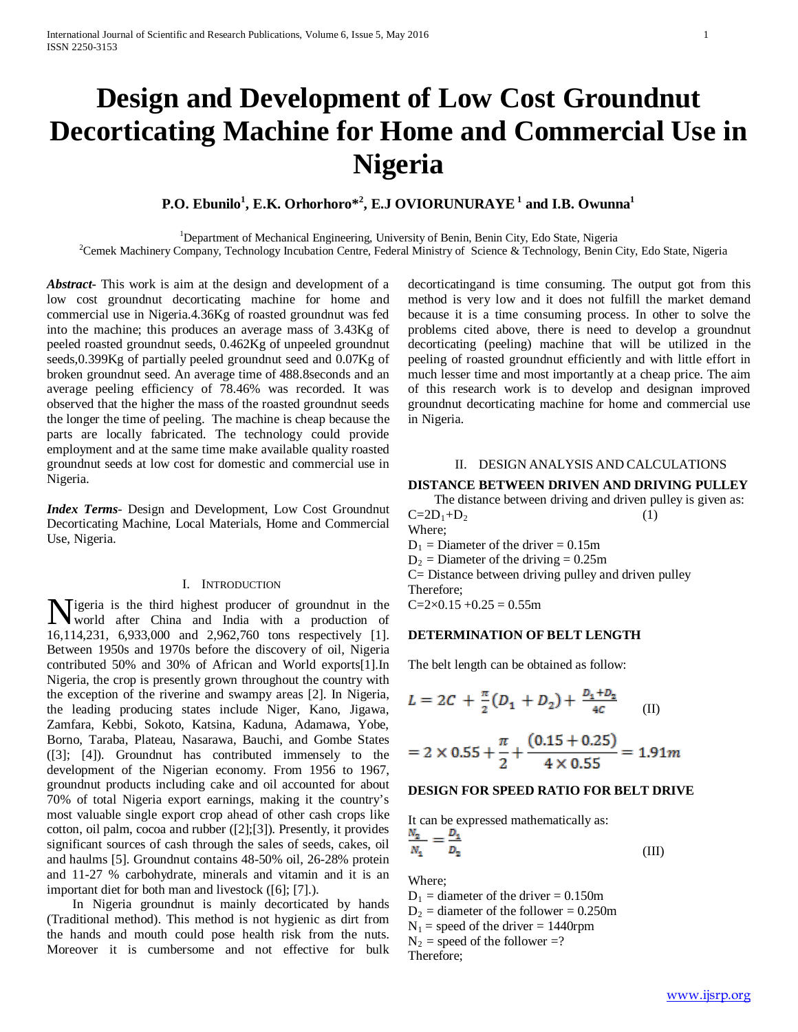# Design and Development of Low Cost Groundnut Decorticating Machine for Home and Commercial Use in Nigeria

**P.O. Ebunilo[1], E.K. Orhorhoro*[2], E.J OVIORUNURAYE [1] and I.B. Owunna[1]**

[1]Department of Mechanical Engineering, University of Benin, Benin City, Edo State, Nigeria
[2]Cemek Machinery Company, Technology Incubation Centre, Federal Ministry of Science & Technology, Benin City, Edo State, Nigeria

***Abstract-*** This work is aim at the design and development of a low cost groundnut decorticating machine for home and commercial use in Nigeria.4.36Kg of roasted groundnut was fed into the machine; this produces an average mass of 3.43Kg of peeled roasted groundnut seeds, 0.462Kg of unpeeled groundnut seeds,0.399Kg of partially peeled groundnut seed and 0.07Kg of broken groundnut seed. An average time of 488.8seconds and an average peeling efficiency of 78.46% was recorded. It was observed that the higher the mass of the roasted groundnut seeds the longer the time of peeling. The machine is cheap because the parts are locally fabricated. The technology could provide employment and at the same time make available quality roasted groundnut seeds at low cost for domestic and commercial use in Nigeria.

***Index Terms-*** Design and Development, Low Cost Groundnut Decorticating Machine, Local Materials, Home and Commercial Use, Nigeria.

## I. Introduction

Nigeria is the third highest producer of groundnut in the world after China and India with a production of 16,114,231, 6,933,000 and 2,962,760 tons respectively [1]. Between 1950s and 1970s before the discovery of oil, Nigeria contributed 50% and 30% of African and World exports[1].In Nigeria, the crop is presently grown throughout the country with the exception of the riverine and swampy areas [2]. In Nigeria, the leading producing states include Niger, Kano, Jigawa, Zamfara, Kebbi, Sokoto, Katsina, Kaduna, Adamawa, Yobe, Borno, Taraba, Plateau, Nasarawa, Bauchi, and Gombe States ([3]; [4]). Groundnut has contributed immensely to the development of the Nigerian economy. From 1956 to 1967, groundnut products including cake and oil accounted for about 70% of total Nigeria export earnings, making it the country's most valuable single export crop ahead of other cash crops like cotton, oil palm, cocoa and rubber ([2];[3]). Presently, it provides significant sources of cash through the sales of seeds, cakes, oil and haulms [5]. Groundnut contains 48-50% oil, 26-28% protein and 11-27 % carbohydrate, minerals and vitamin and it is an important diet for both man and livestock ([6]; [7].).

In Nigeria groundnut is mainly decorticated by hands (Traditional method). This method is not hygienic as dirt from the hands and mouth could pose health risk from the nuts. Moreover it is cumbersome and not effective for bulk decorticatingand is time consuming. The output got from this method is very low and it does not fulfill the market demand because it is a time consuming process. In other to solve the problems cited above, there is need to develop a groundnut decorticating (peeling) machine that will be utilized in the peeling of roasted groundnut efficiently and with little effort in much lesser time and most importantly at a cheap price. The aim of this research work is to develop and designan improved groundnut decorticating machine for home and commercial use in Nigeria.

## II. Design Analysis and Calculations

### DISTANCE BETWEEN DRIVEN AND DRIVING PULLEY

The distance between driving and driven pulley is given as:

$$C = 2D_1 + D_2 \quad (1)$$

Where;

$D_1$ = Diameter of the driver = 0.15m

$D_2$ = Diameter of the driving = 0.25m

C= Distance between driving pulley and driven pulley

Therefore;

$C = 2 \times 0.15 + 0.25 = 0.55\text{m}$

### DETERMINATION OF BELT LENGTH

The belt length can be obtained as follow:

$$L = 2C + \frac{\pi}{2}(D_1 + D_2) + \frac{D_1 + D_2}{4C} \quad \text{(II)}$$

$$= 2 \times 0.55 + \frac{\pi}{2} + \frac{(0.15 + 0.25)}{4 \times 0.55} = 1.91m$$

### DESIGN FOR SPEED RATIO FOR BELT DRIVE

It can be expressed mathematically as:

$$\frac{N_2}{N_1} = \frac{D_1}{D_2} \quad \text{(III)}$$

Where;

$D_1$ = diameter of the driver = 0.150m

$D_2$ = diameter of the follower = 0.250m

$N_1$ = speed of the driver = 1440rpm

$N_2$ = speed of the follower =?

Therefore;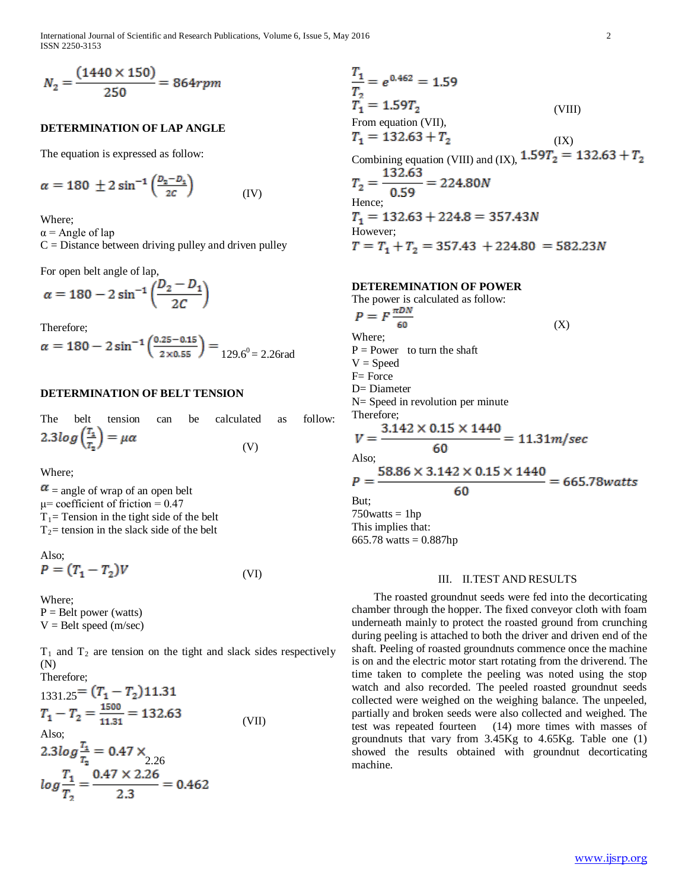$$N_2 = \frac{(1440 \times 150)}{250} = 864rpm$$

## DETERMINATION OF LAP ANGLE

The equation is expressed as follow:

$$\alpha = 180 \pm 2\sin^{-1}\left(\frac{D_2 - D_1}{2C}\right) \qquad \text{(IV)}$$

Where;
α = Angle of lap
C = Distance between driving pulley and driven pulley

For open belt angle of lap,

$$\alpha = 180 - 2\sin^{-1}\left(\frac{D_2 - D_1}{2C}\right)$$

Therefore;

$$\alpha = 180 - 2\sin^{-1}\left(\frac{0.25 - 0.15}{2 \times 0.55}\right) = 129.6^0 = 2.26\text{rad}$$

## DETERMINATION OF BELT TENSION

The belt tension can be calculated as follow:

$$2.3log\left(\frac{T_1}{T_2}\right) = \mu\alpha \qquad \text{(V)}$$

Where;
$\alpha$ = angle of wrap of an open belt
μ= coefficient of friction = 0.47
$T_1$= Tension in the tight side of the belt
$T_2$= tension in the slack side of the belt

Also;

$$P = (T_1 - T_2)V \qquad \text{(VI)}$$

Where;
P = Belt power (watts)
V = Belt speed (m/sec)

$T_1$ and $T_2$ are tension on the tight and slack sides respectively (N)

Therefore;

$$1331.25 = (T_1 - T_2)11.31$$

$$T_1 - T_2 = \frac{1500}{11.31} = 132.63 \qquad \text{(VII)}$$

Also;

$$2.3log\frac{T_1}{T_2} = 0.47 \times 2.26$$

$$log\frac{T_1}{T_2} = \frac{0.47 \times 2.26}{2.3} = 0.462$$

$$\frac{T_1}{T_2} = e^{0.462} = 1.59$$

$$T_1 = 1.59T_2 \qquad \text{(VIII)}$$

From equation (VII),

$$T_1 = 132.63 + T_2 \qquad \text{(IX)}$$

Combining equation (VIII) and (IX), $1.59T_2 = 132.63 + T_2$

$$T_2 = \frac{132.63}{0.59} = 224.80N$$

Hence;

$$T_1 = 132.63 + 224.8 = 357.43N$$

However;

$$T = T_1 + T_2 = 357.43 + 224.80 = 582.23N$$

## DETEREMINATION OF POWER

The power is calculated as follow:

$$P = F\frac{\pi DN}{60} \qquad \text{(X)}$$

Where;
P = Power to turn the shaft
V = Speed
F= Force
D= Diameter
N= Speed in revolution per minute

Therefore;

$$V = \frac{3.142 \times 0.15 \times 1440}{60} = 11.31m/sec$$

Also;

$$P = \frac{58.86 \times 3.142 \times 0.15 \times 1440}{60} = 665.78watts$$

But;
750watts = 1hp
This implies that:
665.78 watts = 0.887hp

# III. II.TEST AND RESULTS

The roasted groundnut seeds were fed into the decorticating chamber through the hopper. The fixed conveyor cloth with foam underneath mainly to protect the roasted ground from crunching during peeling is attached to both the driver and driven end of the shaft. Peeling of roasted groundnuts commence once the machine is on and the electric motor start rotating from the driverend. The time taken to complete the peeling was noted using the stop watch and also recorded. The peeled roasted groundnut seeds collected were weighed on the weighing balance. The unpeeled, partially and broken seeds were also collected and weighed. The test was repeated fourteen (14) more times with masses of groundnuts that vary from 3.45Kg to 4.65Kg. Table one (1) showed the results obtained with groundnut decorticating machine.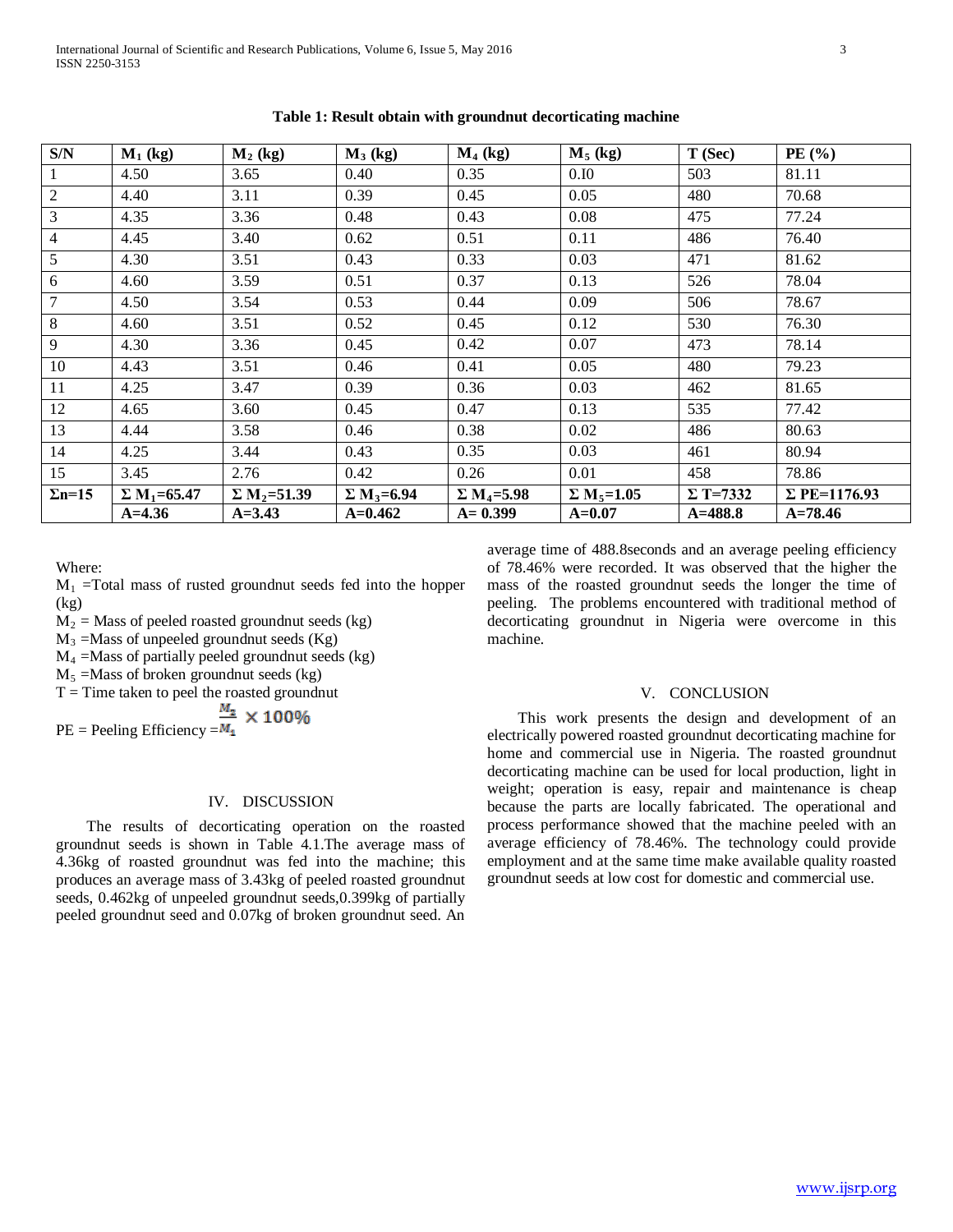**Table 1: Result obtain with groundnut decorticating machine**

| S/N | $M_1$ (kg) | $M_2$ (kg) | $M_3$ (kg) | $M_4$ (kg) | $M_5$ (kg) | T (Sec) | PE (%) |
|---|---|---|---|---|---|---|---|
| 1 | 4.50 | 3.65 | 0.40 | 0.35 | 0.I0 | 503 | 81.11 |
| 2 | 4.40 | 3.11 | 0.39 | 0.45 | 0.05 | 480 | 70.68 |
| 3 | 4.35 | 3.36 | 0.48 | 0.43 | 0.08 | 475 | 77.24 |
| 4 | 4.45 | 3.40 | 0.62 | 0.51 | 0.11 | 486 | 76.40 |
| 5 | 4.30 | 3.51 | 0.43 | 0.33 | 0.03 | 471 | 81.62 |
| 6 | 4.60 | 3.59 | 0.51 | 0.37 | 0.13 | 526 | 78.04 |
| 7 | 4.50 | 3.54 | 0.53 | 0.44 | 0.09 | 506 | 78.67 |
| 8 | 4.60 | 3.51 | 0.52 | 0.45 | 0.12 | 530 | 76.30 |
| 9 | 4.30 | 3.36 | 0.45 | 0.42 | 0.07 | 473 | 78.14 |
| 10 | 4.43 | 3.51 | 0.46 | 0.41 | 0.05 | 480 | 79.23 |
| 11 | 4.25 | 3.47 | 0.39 | 0.36 | 0.03 | 462 | 81.65 |
| 12 | 4.65 | 3.60 | 0.45 | 0.47 | 0.13 | 535 | 77.42 |
| 13 | 4.44 | 3.58 | 0.46 | 0.38 | 0.02 | 486 | 80.63 |
| 14 | 4.25 | 3.44 | 0.43 | 0.35 | 0.03 | 461 | 80.94 |
| 15 | 3.45 | 2.76 | 0.42 | 0.26 | 0.01 | 458 | 78.86 |
| **Σn=15** | **$\Sigma M_1$=65.47** | **$\Sigma M_2$=51.39** | **$\Sigma M_3$=6.94** | **$\Sigma M_4$=5.98** | **$\Sigma M_5$=1.05** | **Σ T=7332** | **Σ PE=1176.93** |
| | **A=4.36** | **A=3.43** | **A=0.462** | **A= 0.399** | **A=0.07** | **A=488.8** | **A=78.46** |

Where:

$M_1$ =Total mass of rusted groundnut seeds fed into the hopper (kg)

$M_2$ = Mass of peeled roasted groundnut seeds (kg)

$M_3$ =Mass of unpeeled groundnut seeds (Kg)

$M_4$ =Mass of partially peeled groundnut seeds (kg)

$M_5$ =Mass of broken groundnut seeds (kg)

T = Time taken to peel the roasted groundnut

PE = Peeling Efficiency $= \frac{M_2}{M_1} \times 100\%$

## IV. DISCUSSION

The results of decorticating operation on the roasted groundnut seeds is shown in Table 4.1.The average mass of 4.36kg of roasted groundnut was fed into the machine; this produces an average mass of 3.43kg of peeled roasted groundnut seeds, 0.462kg of unpeeled groundnut seeds,0.399kg of partially peeled groundnut seed and 0.07kg of broken groundnut seed. An average time of 488.8seconds and an average peeling efficiency of 78.46% were recorded. It was observed that the higher the mass of the roasted groundnut seeds the longer the time of peeling. The problems encountered with traditional method of decorticating groundnut in Nigeria were overcome in this machine.

## V. CONCLUSION

This work presents the design and development of an electrically powered roasted groundnut decorticating machine for home and commercial use in Nigeria. The roasted groundnut decorticating machine can be used for local production, light in weight; operation is easy, repair and maintenance is cheap because the parts are locally fabricated. The operational and process performance showed that the machine peeled with an average efficiency of 78.46%. The technology could provide employment and at the same time make available quality roasted groundnut seeds at low cost for domestic and commercial use.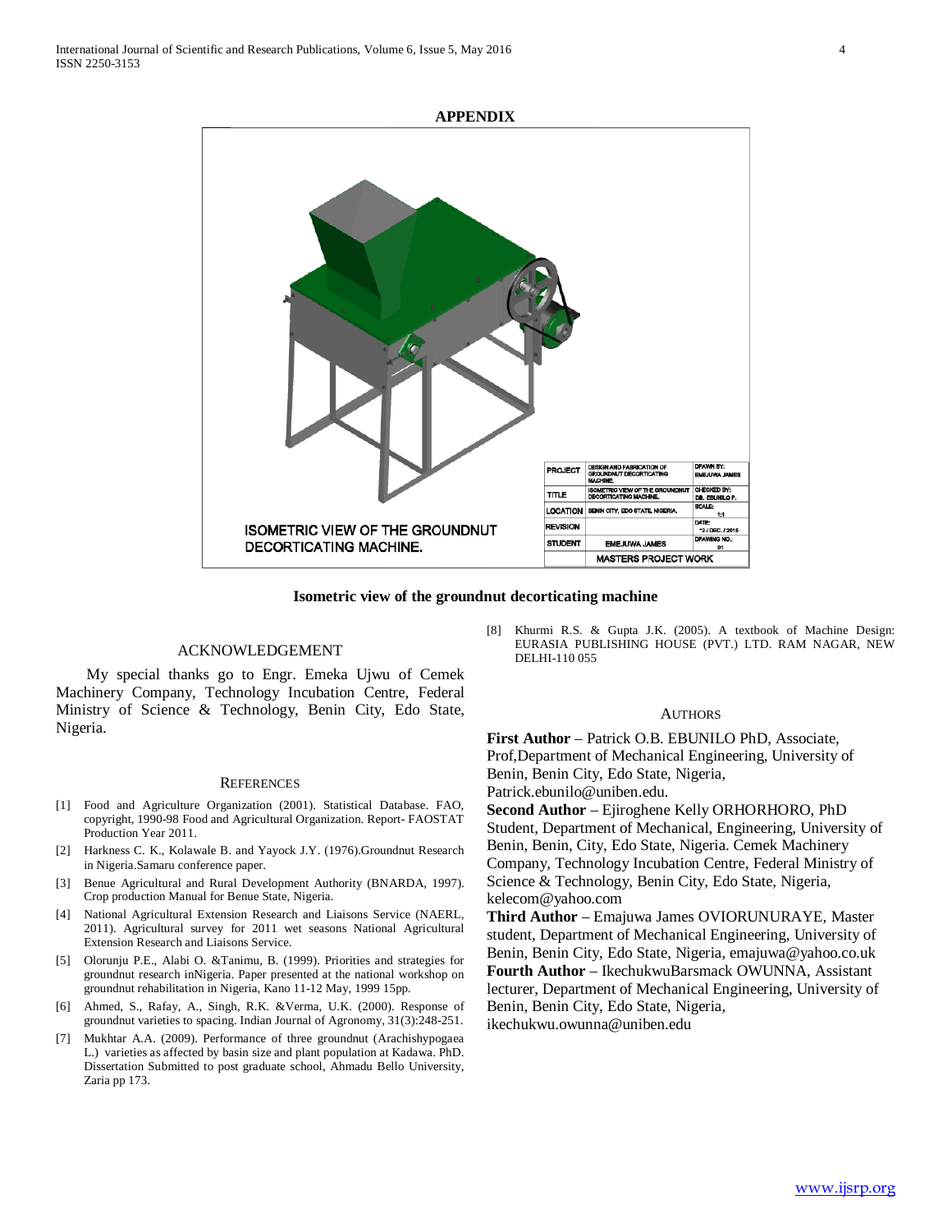## APPENDIX

ISOMETRIC VIEW OF THE GROUNDNUT DECORTICATING MACHINE.

| | | | |
|---|---|---|---|
| PROJECT | DESIGN AND FABRICATION OF GROUNDNUT DECORTICATING MACHINE. | DRAWN BY: EMEJUWA JAMES | |
| TITLE | ISOMETRIC VIEW OF THE GROUNDNUT DECORTICATING MACHINE. | CHECKED BY: DR. EBUNILO P. | |
| LOCATION | BENIN CITY, EDO STATE, NIGERIA. | SCALE: 1:1 | |
| REVISION | | DATE: *2 / DEC. / 2015 | |
| STUDENT | EMEJUWA JAMES | DRAWING NO.: 01 | |
| | MASTERS PROJECT WORK | | |

**Isometric view of the groundnut decorticating machine**

## ACKNOWLEDGEMENT

My special thanks go to Engr. Emeka Ujwu of Cemek Machinery Company, Technology Incubation Centre, Federal Ministry of Science & Technology, Benin City, Edo State, Nigeria.

## REFERENCES

[1] Food and Agriculture Organization (2001). Statistical Database. FAO, copyright, 1990-98 Food and Agricultural Organization. Report- FAOSTAT Production Year 2011.

[2] Harkness C. K., Kolawale B. and Yayock J.Y. (1976).Groundnut Research in Nigeria.Samaru conference paper.

[3] Benue Agricultural and Rural Development Authority (BNARDA, 1997). Crop production Manual for Benue State, Nigeria.

[4] National Agricultural Extension Research and Liaisons Service (NAERL, 2011). Agricultural survey for 2011 wet seasons National Agricultural Extension Research and Liaisons Service.

[5] Olorunju P.E., Alabi O. &Tanimu, B. (1999). Priorities and strategies for groundnut research inNigeria. Paper presented at the national workshop on groundnut rehabilitation in Nigeria, Kano 11-12 May, 1999 15pp.

[6] Ahmed, S., Rafay, A., Singh, R.K. &Verma, U.K. (2000). Response of groundnut varieties to spacing. Indian Journal of Agronomy, 31(3):248-251.

[7] Mukhtar A.A. (2009). Performance of three groundnut (Arachishypogaea L.) varieties as affected by basin size and plant population at Kadawa. PhD. Dissertation Submitted to post graduate school, Ahmadu Bello University, Zaria pp 173.

[8] Khurmi R.S. & Gupta J.K. (2005). A textbook of Machine Design: EURASIA PUBLISHING HOUSE (PVT.) LTD. RAM NAGAR, NEW DELHI-110 055

## AUTHORS

**First Author** – Patrick O.B. EBUNILO PhD, Associate, Prof,Department of Mechanical Engineering, University of Benin, Benin City, Edo State, Nigeria, Patrick.ebunilo@uniben.edu.

**Second Author** – Ejiroghene Kelly ORHORHORO, PhD Student, Department of Mechanical, Engineering, University of Benin, Benin, City, Edo State, Nigeria. Cemek Machinery Company, Technology Incubation Centre, Federal Ministry of Science & Technology, Benin City, Edo State, Nigeria, kelecom@yahoo.com

**Third Author** – Emajuwa James OVIORUNURAYE, Master student, Department of Mechanical Engineering, University of Benin, Benin City, Edo State, Nigeria, emajuwa@yahoo.co.uk

**Fourth Author** – IkechukwuBarsmack OWUNNA, Assistant lecturer, Department of Mechanical Engineering, University of Benin, Benin City, Edo State, Nigeria, ikechukwu.owunna@uniben.edu